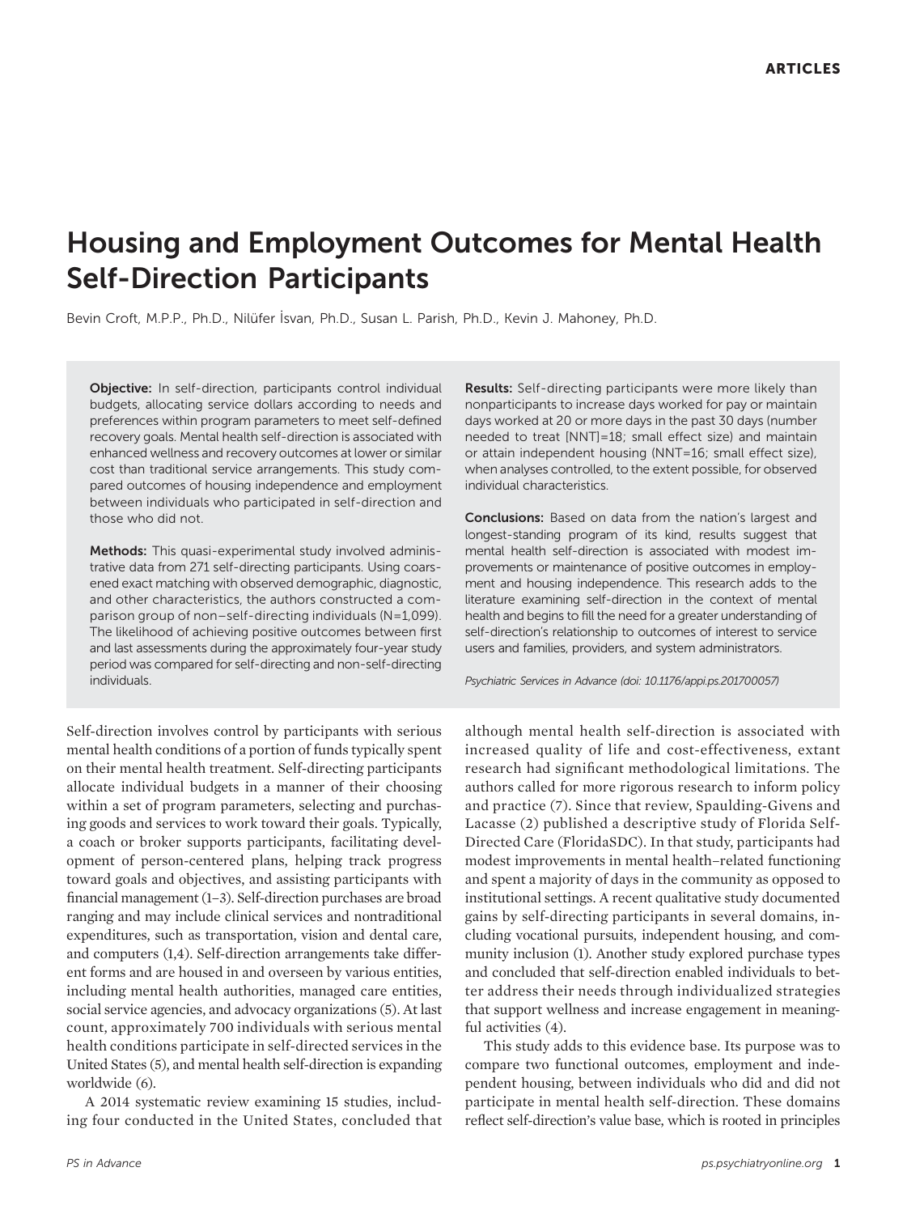# Housing and Employment Outcomes for Mental Health Self-Direction Participants

Bevin Croft, M.P.P., Ph.D., Nilüfer İsvan, Ph.D., Susan L. Parish, Ph.D., Kevin J. Mahoney, Ph.D.

**Objective:** In self-direction, participants control individual budgets, allocating service dollars according to needs and preferences within program parameters to meet self-defined recovery goals. Mental health self-direction is associated with enhanced wellness and recovery outcomes at lower or similar cost than traditional service arrangements. This study compared outcomes of housing independence and employment between individuals who participated in self-direction and those who did not.

**Methods:** This quasi-experimental study involved administrative data from 271 self-directing participants. Using coarsened exact matching with observed demographic, diagnostic, and other characteristics, the authors constructed a comparison group of non–self-directing individuals (N=1,099). The likelihood of achieving positive outcomes between first and last assessments during the approximately four-year study period was compared for self-directing and non-self-directing individuals.

**Results:** Self-directing participants were more likely than nonparticipants to increase days worked for pay or maintain days worked at 20 or more days in the past 30 days (number needed to treat [NNT]=18; small effect size) and maintain or attain independent housing (NNT=16; small effect size), when analyses controlled, to the extent possible, for observed individual characteristics.

**Conclusions:** Based on data from the nation's largest and longest-standing program of its kind, results suggest that mental health self-direction is associated with modest improvements or maintenance of positive outcomes in employment and housing independence. This research adds to the literature examining self-direction in the context of mental health and begins to fill the need for a greater understanding of self-direction's relationship to outcomes of interest to service users and families, providers, and system administrators.

*Psychiatric Services in Advance (doi: 10.1176/appi.ps.201700057)*

Self-direction involves control by participants with serious mental health conditions of a portion of funds typically spent on their mental health treatment. Self-directing participants allocate individual budgets in a manner of their choosing within a set of program parameters, selecting and purchasing goods and services to work toward their goals. Typically, a coach or broker supports participants, facilitating development of person-centered plans, helping track progress toward goals and objectives, and assisting participants with financial management (1–3). Self-direction purchases are broad ranging and may include clinical services and nontraditional expenditures, such as transportation, vision and dental care, and computers (1,4). Self-direction arrangements take different forms and are housed in and overseen by various entities, including mental health authorities, managed care entities, social service agencies, and advocacy organizations (5). At last count, approximately 700 individuals with serious mental health conditions participate in self-directed services in the United States (5), and mental health self-direction is expanding worldwide (6).

A 2014 systematic review examining 15 studies, including four conducted in the United States, concluded that although mental health self-direction is associated with increased quality of life and cost-effectiveness, extant research had significant methodological limitations. The authors called for more rigorous research to inform policy and practice (7). Since that review, Spaulding-Givens and Lacasse (2) published a descriptive study of Florida Self-Directed Care (FloridaSDC). In that study, participants had modest improvements in mental health–related functioning and spent a majority of days in the community as opposed to institutional settings. A recent qualitative study documented gains by self-directing participants in several domains, including vocational pursuits, independent housing, and community inclusion (1). Another study explored purchase types and concluded that self-direction enabled individuals to better address their needs through individualized strategies that support wellness and increase engagement in meaningful activities (4).

This study adds to this evidence base. Its purpose was to compare two functional outcomes, employment and independent housing, between individuals who did and did not participate in mental health self-direction. These domains reflect self-direction's value base, which is rooted in principles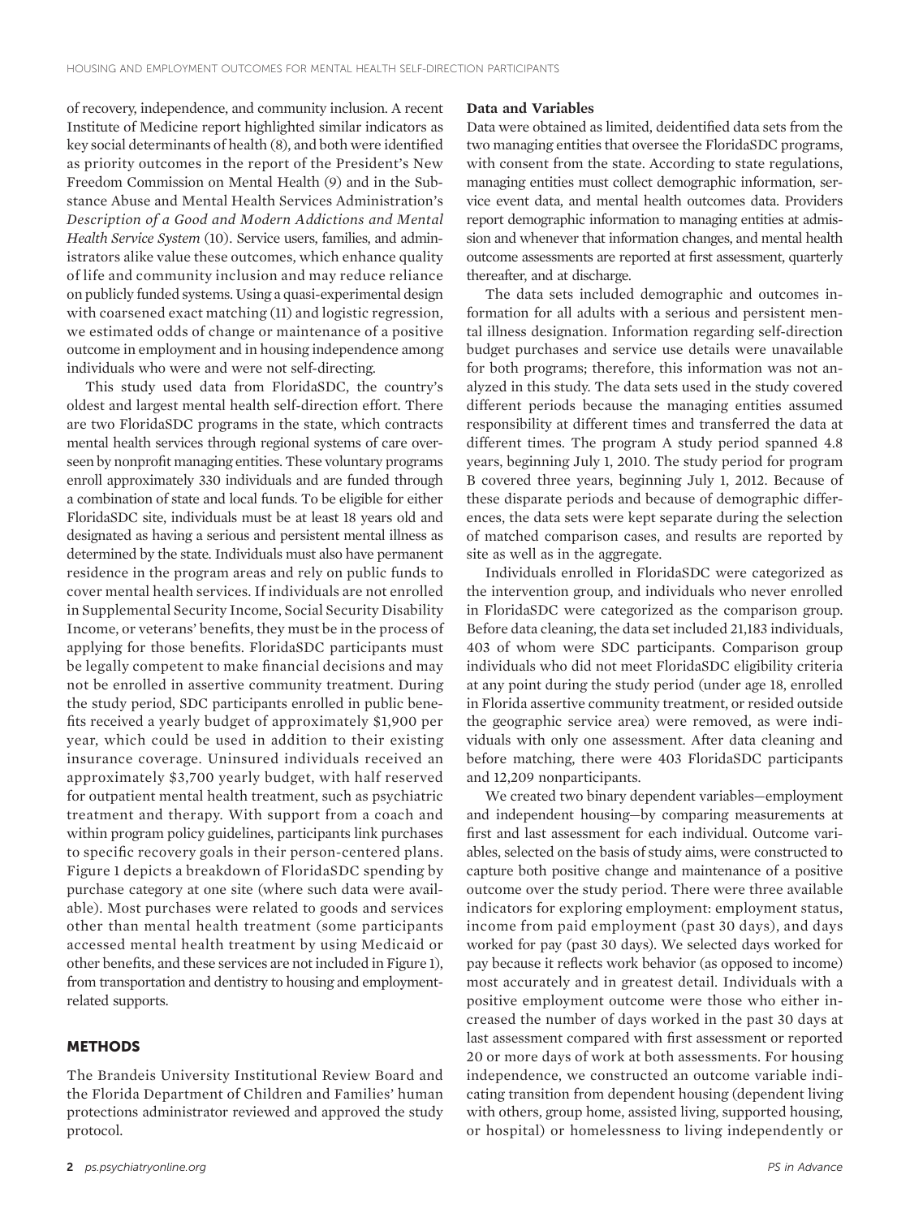of recovery, independence, and community inclusion. A recent Institute of Medicine report highlighted similar indicators as key social determinants of health (8), and both were identified as priority outcomes in the report of the President's New Freedom Commission on Mental Health (9) and in the Substance Abuse and Mental Health Services Administration's *Description of a Good and Modern Addictions and Mental Health Service System* (10). Service users, families, and administrators alike value these outcomes, which enhance quality of life and community inclusion and may reduce reliance on publicly funded systems. Using a quasi-experimental design with coarsened exact matching (11) and logistic regression, we estimated odds of change or maintenance of a positive outcome in employment and in housing independence among individuals who were and were not self-directing.

This study used data from FloridaSDC, the country's oldest and largest mental health self-direction effort. There are two FloridaSDC programs in the state, which contracts mental health services through regional systems of care overseen by nonprofit managing entities. These voluntary programs enroll approximately 330 individuals and are funded through a combination of state and local funds. To be eligible for either FloridaSDC site, individuals must be at least 18 years old and designated as having a serious and persistent mental illness as determined by the state. Individuals must also have permanent residence in the program areas and rely on public funds to cover mental health services. If individuals are not enrolled in Supplemental Security Income, Social Security Disability Income, or veterans' benefits, they must be in the process of applying for those benefits. FloridaSDC participants must be legally competent to make financial decisions and may not be enrolled in assertive community treatment. During the study period, SDC participants enrolled in public benefits received a yearly budget of approximately $1,900 per year, which could be used in addition to their existing insurance coverage. Uninsured individuals received an approximately $3,700 yearly budget, with half reserved for outpatient mental health treatment, such as psychiatric treatment and therapy. With support from a coach and within program policy guidelines, participants link purchases to specific recovery goals in their person-centered plans. Figure 1 depicts a breakdown of FloridaSDC spending by purchase category at one site (where such data were available). Most purchases were related to goods and services other than mental health treatment (some participants accessed mental health treatment by using Medicaid or other benefits, and these services are not included in Figure 1), from transportation and dentistry to housing and employment-related supports.

## METHODS

The Brandeis University Institutional Review Board and the Florida Department of Children and Families' human protections administrator reviewed and approved the study protocol.

### Data and Variables

Data were obtained as limited, deidentified data sets from the two managing entities that oversee the FloridaSDC programs, with consent from the state. According to state regulations, managing entities must collect demographic information, service event data, and mental health outcomes data. Providers report demographic information to managing entities at admission and whenever that information changes, and mental health outcome assessments are reported at first assessment, quarterly thereafter, and at discharge.

The data sets included demographic and outcomes information for all adults with a serious and persistent mental illness designation. Information regarding self-direction budget purchases and service use details were unavailable for both programs; therefore, this information was not analyzed in this study. The data sets used in the study covered different periods because the managing entities assumed responsibility at different times and transferred the data at different times. The program A study period spanned 4.8 years, beginning July 1, 2010. The study period for program B covered three years, beginning July 1, 2012. Because of these disparate periods and because of demographic differences, the data sets were kept separate during the selection of matched comparison cases, and results are reported by site as well as in the aggregate.

Individuals enrolled in FloridaSDC were categorized as the intervention group, and individuals who never enrolled in FloridaSDC were categorized as the comparison group. Before data cleaning, the data set included 21,183 individuals, 403 of whom were SDC participants. Comparison group individuals who did not meet FloridaSDC eligibility criteria at any point during the study period (under age 18, enrolled in Florida assertive community treatment, or resided outside the geographic service area) were removed, as were individuals with only one assessment. After data cleaning and before matching, there were 403 FloridaSDC participants and 12,209 nonparticipants.

We created two binary dependent variables—employment and independent housing—by comparing measurements at first and last assessment for each individual. Outcome variables, selected on the basis of study aims, were constructed to capture both positive change and maintenance of a positive outcome over the study period. There were three available indicators for exploring employment: employment status, income from paid employment (past 30 days), and days worked for pay (past 30 days). We selected days worked for pay because it reflects work behavior (as opposed to income) most accurately and in greatest detail. Individuals with a positive employment outcome were those who either increased the number of days worked in the past 30 days at last assessment compared with first assessment or reported 20 or more days of work at both assessments. For housing independence, we constructed an outcome variable indicating transition from dependent housing (dependent living with others, group home, assisted living, supported housing, or hospital) or homelessness to living independently or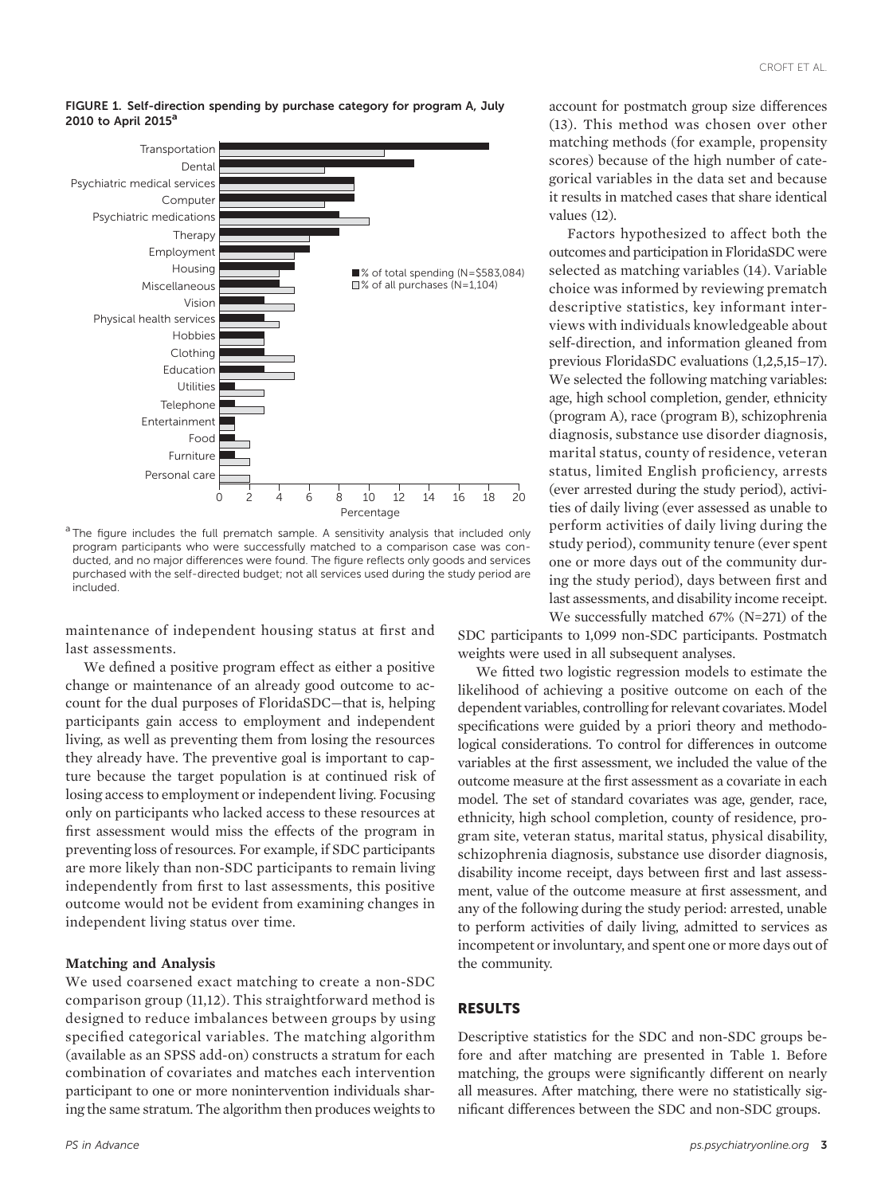**FIGURE 1. Self-direction spending by purchase category for program A, July 2010 to April 2015[a]**

[a] The figure includes the full prematch sample. A sensitivity analysis that included only program participants who were successfully matched to a comparison case was conducted, and no major differences were found. The figure reflects only goods and services purchased with the self-directed budget; not all services used during the study period are included.

maintenance of independent housing status at first and last assessments.

We defined a positive program effect as either a positive change or maintenance of an already good outcome to account for the dual purposes of FloridaSDC—that is, helping participants gain access to employment and independent living, as well as preventing them from losing the resources they already have. The preventive goal is important to capture because the target population is at continued risk of losing access to employment or independent living. Focusing only on participants who lacked access to these resources at first assessment would miss the effects of the program in preventing loss of resources. For example, if SDC participants are more likely than non-SDC participants to remain living independently from first to last assessments, this positive outcome would not be evident from examining changes in independent living status over time.

### Matching and Analysis

We used coarsened exact matching to create a non-SDC comparison group (11,12). This straightforward method is designed to reduce imbalances between groups by using specified categorical variables. The matching algorithm (available as an SPSS add-on) constructs a stratum for each combination of covariates and matches each intervention participant to one or more nonintervention individuals sharing the same stratum. The algorithm then produces weights to account for postmatch group size differences (13). This method was chosen over other matching methods (for example, propensity scores) because of the high number of categorical variables in the data set and because it results in matched cases that share identical values (12).

Factors hypothesized to affect both the outcomes and participation in FloridaSDC were selected as matching variables (14). Variable choice was informed by reviewing prematch descriptive statistics, key informant interviews with individuals knowledgeable about self-direction, and information gleaned from previous FloridaSDC evaluations (1,2,5,15–17). We selected the following matching variables: age, high school completion, gender, ethnicity (program A), race (program B), schizophrenia diagnosis, substance use disorder diagnosis, marital status, county of residence, veteran status, limited English proficiency, arrests (ever arrested during the study period), activities of daily living (ever assessed as unable to perform activities of daily living during the study period), community tenure (ever spent one or more days out of the community during the study period), days between first and last assessments, and disability income receipt.

We successfully matched 67% (N=271) of the SDC participants to 1,099 non-SDC participants. Postmatch weights were used in all subsequent analyses.

We fitted two logistic regression models to estimate the likelihood of achieving a positive outcome on each of the dependent variables, controlling for relevant covariates. Model specifications were guided by a priori theory and methodological considerations. To control for differences in outcome variables at the first assessment, we included the value of the outcome measure at the first assessment as a covariate in each model. The set of standard covariates was age, gender, race, ethnicity, high school completion, county of residence, program site, veteran status, marital status, physical disability, schizophrenia diagnosis, substance use disorder diagnosis, disability income receipt, days between first and last assessment, value of the outcome measure at first assessment, and any of the following during the study period: arrested, unable to perform activities of daily living, admitted to services as incompetent or involuntary, and spent one or more days out of the community.

## RESULTS

Descriptive statistics for the SDC and non-SDC groups before and after matching are presented in Table 1. Before matching, the groups were significantly different on nearly all measures. After matching, there were no statistically significant differences between the SDC and non-SDC groups.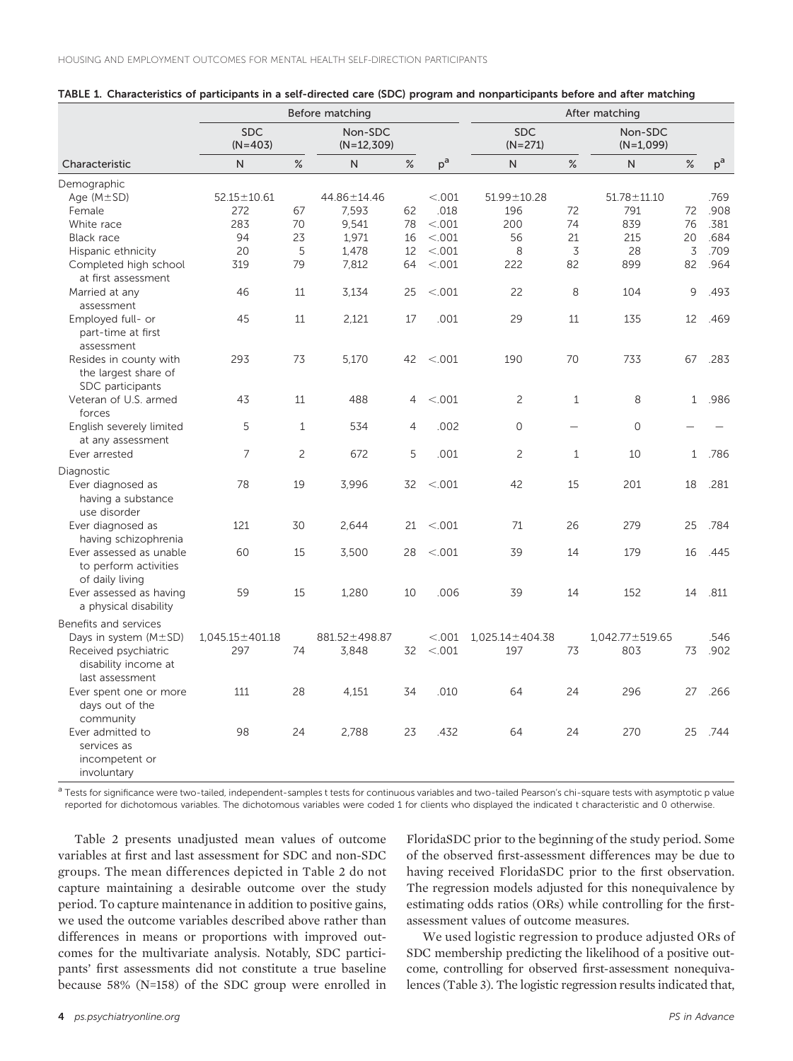**TABLE 1. Characteristics of participants in a self-directed care (SDC) program and nonparticipants before and after matching**

| | Before matching | | | | | After matching | | | | |
|---|---|---|---|---|---|---|---|---|---|---|
| | SDC (N=403) | | Non-SDC (N=12,309) | | | SDC (N=271) | | Non-SDC (N=1,099) | | |
| Characteristic | N | % | N | % | p[a] | N | % | N | % | p[a] |
| Demographic | | | | | | | | | | |
| Age (M±SD) | 52.15±10.61 | | 44.86±14.46 | | <.001 | 51.99±10.28 | | 51.78±11.10 | | .769 |
| Female | 272 | 67 | 7,593 | 62 | .018 | 196 | 72 | 791 | 72 | .908 |
| White race | 283 | 70 | 9,541 | 78 | <.001 | 200 | 74 | 839 | 76 | .381 |
| Black race | 94 | 23 | 1,971 | 16 | <.001 | 56 | 21 | 215 | 20 | .684 |
| Hispanic ethnicity | 20 | 5 | 1,478 | 12 | <.001 | 8 | 3 | 28 | 3 | .709 |
| Completed high school at first assessment | 319 | 79 | 7,812 | 64 | <.001 | 222 | 82 | 899 | 82 | .964 |
| Married at any assessment | 46 | 11 | 3,134 | 25 | <.001 | 22 | 8 | 104 | 9 | .493 |
| Employed full- or part-time at first assessment | 45 | 11 | 2,121 | 17 | .001 | 29 | 11 | 135 | 12 | .469 |
| Resides in county with the largest share of SDC participants | 293 | 73 | 5,170 | 42 | <.001 | 190 | 70 | 733 | 67 | .283 |
| Veteran of U.S. armed forces | 43 | 11 | 488 | 4 | <.001 | 2 | 1 | 8 | 1 | .986 |
| English severely limited at any assessment | 5 | 1 | 534 | 4 | .002 | 0 | — | 0 | — | — |
| Ever arrested | 7 | 2 | 672 | 5 | .001 | 2 | 1 | 10 | 1 | .786 |
| Diagnostic | | | | | | | | | | |
| Ever diagnosed as having a substance use disorder | 78 | 19 | 3,996 | 32 | <.001 | 42 | 15 | 201 | 18 | .281 |
| Ever diagnosed as having schizophrenia | 121 | 30 | 2,644 | 21 | <.001 | 71 | 26 | 279 | 25 | .784 |
| Ever assessed as unable to perform activities of daily living | 60 | 15 | 3,500 | 28 | <.001 | 39 | 14 | 179 | 16 | .445 |
| Ever assessed as having a physical disability | 59 | 15 | 1,280 | 10 | .006 | 39 | 14 | 152 | 14 | .811 |
| Benefits and services | | | | | | | | | | |
| Days in system (M±SD) | 1,045.15±401.18 | | 881.52±498.87 | | <.001 | 1,025.14±404.38 | | 1,042.77±519.65 | | .546 |
| Received psychiatric disability income at last assessment | 297 | 74 | 3,848 | 32 | <.001 | 197 | 73 | 803 | 73 | .902 |
| Ever spent one or more days out of the community | 111 | 28 | 4,151 | 34 | .010 | 64 | 24 | 296 | 27 | .266 |
| Ever admitted to services as incompetent or involuntary | 98 | 24 | 2,788 | 23 | .432 | 64 | 24 | 270 | 25 | .744 |

[a] Tests for significance were two-tailed, independent-samples t tests for continuous variables and two-tailed Pearson's chi-square tests with asymptotic p value reported for dichotomous variables. The dichotomous variables were coded 1 for clients who displayed the indicated t characteristic and 0 otherwise.

Table 2 presents unadjusted mean values of outcome variables at first and last assessment for SDC and non-SDC groups. The mean differences depicted in Table 2 do not capture maintaining a desirable outcome over the study period. To capture maintenance in addition to positive gains, we used the outcome variables described above rather than differences in means or proportions with improved outcomes for the multivariate analysis. Notably, SDC participants' first assessments did not constitute a true baseline because 58% (N=158) of the SDC group were enrolled in FloridaSDC prior to the beginning of the study period. Some of the observed first-assessment differences may be due to having received FloridaSDC prior to the first observation. The regression models adjusted for this nonequivalence by estimating odds ratios (ORs) while controlling for the first-assessment values of outcome measures.

We used logistic regression to produce adjusted ORs of SDC membership predicting the likelihood of a positive outcome, controlling for observed first-assessment nonequivalences (Table 3). The logistic regression results indicated that,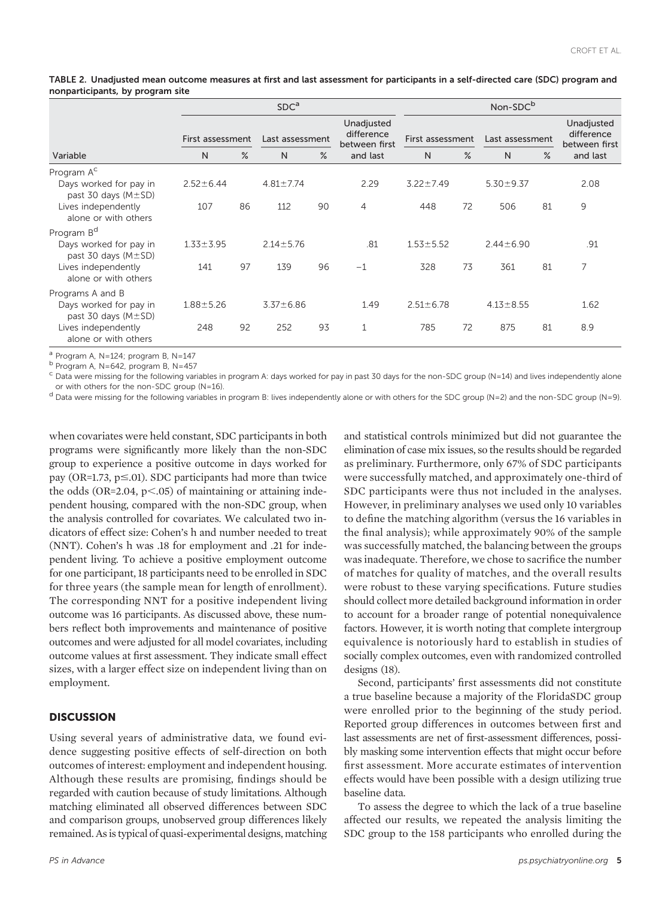TABLE 2. Unadjusted mean outcome measures at first and last assessment for participants in a self-directed care (SDC) program and nonparticipants, by program site

| | SDC[a] | | | | | Non-SDC[b] | | | | |
|---|---|---|---|---|---|---|---|---|---|---|
| | First assessment | | Last assessment | | Unadjusted difference between first and last | First assessment | | Last assessment | | Unadjusted difference between first and last |
| Variable | N | % | N | % | | N | % | N | % | |
| Program A[c] | | | | | | | | | | |
| Days worked for pay in past 30 days (M±SD) | 2.52±6.44 | | 4.81±7.74 | | 2.29 | 3.22±7.49 | | 5.30±9.37 | | 2.08 |
| Lives independently alone or with others | 107 | 86 | 112 | 90 | 4 | 448 | 72 | 506 | 81 | 9 |
| Program B[d] | | | | | | | | | | |
| Days worked for pay in past 30 days (M±SD) | 1.33±3.95 | | 2.14±5.76 | | .81 | 1.53±5.52 | | 2.44±6.90 | | .91 |
| Lives independently alone or with others | 141 | 97 | 139 | 96 | −1 | 328 | 73 | 361 | 81 | 7 |
| Programs A and B | | | | | | | | | | |
| Days worked for pay in past 30 days (M±SD) | 1.88±5.26 | | 3.37±6.86 | | 1.49 | 2.51±6.78 | | 4.13±8.55 | | 1.62 |
| Lives independently alone or with others | 248 | 92 | 252 | 93 | 1 | 785 | 72 | 875 | 81 | 8.9 |

[a] Program A, N=124; program B, N=147

[b] Program A, N=642, program B, N=457

[c] Data were missing for the following variables in program A: days worked for pay in past 30 days for the non-SDC group (N=14) and lives independently alone or with others for the non-SDC group (N=16).

[d] Data were missing for the following variables in program B: lives independently alone or with others for the SDC group (N=2) and the non-SDC group (N=9).

when covariates were held constant, SDC participants in both programs were significantly more likely than the non-SDC group to experience a positive outcome in days worked for pay (OR=1.73, $p \leq .01$). SDC participants had more than twice the odds (OR=2.04, $p < .05$) of maintaining or attaining independent housing, compared with the non-SDC group, when the analysis controlled for covariates. We calculated two indicators of effect size: Cohen's h and number needed to treat (NNT). Cohen's h was .18 for employment and .21 for independent living. To achieve a positive employment outcome for one participant, 18 participants need to be enrolled in SDC for three years (the sample mean for length of enrollment). The corresponding NNT for a positive independent living outcome was 16 participants. As discussed above, these numbers reflect both improvements and maintenance of positive outcomes and were adjusted for all model covariates, including outcome values at first assessment. They indicate small effect sizes, with a larger effect size on independent living than on employment.

## DISCUSSION

Using several years of administrative data, we found evidence suggesting positive effects of self-direction on both outcomes of interest: employment and independent housing. Although these results are promising, findings should be regarded with caution because of study limitations. Although matching eliminated all observed differences between SDC and comparison groups, unobserved group differences likely remained. As is typical of quasi-experimental designs, matching and statistical controls minimized but did not guarantee the elimination of case mix issues, so the results should be regarded as preliminary. Furthermore, only 67% of SDC participants were successfully matched, and approximately one-third of SDC participants were thus not included in the analyses. However, in preliminary analyses we used only 10 variables to define the matching algorithm (versus the 16 variables in the final analysis); while approximately 90% of the sample was successfully matched, the balancing between the groups was inadequate. Therefore, we chose to sacrifice the number of matches for quality of matches, and the overall results were robust to these varying specifications. Future studies should collect more detailed background information in order to account for a broader range of potential nonequivalence factors. However, it is worth noting that complete intergroup equivalence is notoriously hard to establish in studies of socially complex outcomes, even with randomized controlled designs (18).

Second, participants' first assessments did not constitute a true baseline because a majority of the FloridaSDC group were enrolled prior to the beginning of the study period. Reported group differences in outcomes between first and last assessments are net of first-assessment differences, possibly masking some intervention effects that might occur before first assessment. More accurate estimates of intervention effects would have been possible with a design utilizing true baseline data.

To assess the degree to which the lack of a true baseline affected our results, we repeated the analysis limiting the SDC group to the 158 participants who enrolled during the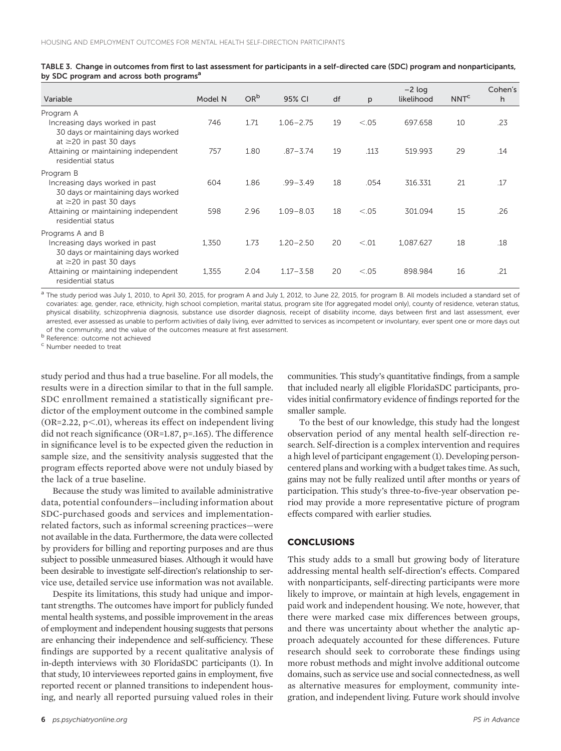TABLE 3. Change in outcomes from first to last assessment for participants in a self-directed care (SDC) program and nonparticipants, by SDC program and across both programs[a]

| Variable | Model N | OR[b] | 95% CI | df | p | −2 log likelihood | NNT[c] | Cohen's h |
|---|---|---|---|---|---|---|---|---|
| Program A | | | | | | | | |
| Increasing days worked in past 30 days or maintaining days worked at ≥20 in past 30 days | 746 | 1.71 | 1.06–2.75 | 19 | <.05 | 697.658 | 10 | .23 |
| Attaining or maintaining independent residential status | 757 | 1.80 | .87–3.74 | 19 | .113 | 519.993 | 29 | .14 |
| Program B | | | | | | | | |
| Increasing days worked in past 30 days or maintaining days worked at ≥20 in past 30 days | 604 | 1.86 | .99–3.49 | 18 | .054 | 316.331 | 21 | .17 |
| Attaining or maintaining independent residential status | 598 | 2.96 | 1.09–8.03 | 18 | <.05 | 301.094 | 15 | .26 |
| Programs A and B | | | | | | | | |
| Increasing days worked in past 30 days or maintaining days worked at ≥20 in past 30 days | 1,350 | 1.73 | 1.20–2.50 | 20 | <.01 | 1,087.627 | 18 | .18 |
| Attaining or maintaining independent residential status | 1,355 | 2.04 | 1.17–3.58 | 20 | <.05 | 898.984 | 16 | .21 |

[a] The study period was July 1, 2010, to April 30, 2015, for program A and July 1, 2012, to June 22, 2015, for program B. All models included a standard set of covariates: age, gender, race, ethnicity, high school completion, marital status, program site (for aggregated model only), county of residence, veteran status, physical disability, schizophrenia diagnosis, substance use disorder diagnosis, receipt of disability income, days between first and last assessment, ever arrested, ever assessed as unable to perform activities of daily living, ever admitted to services as incompetent or involuntary, ever spent one or more days out of the community, and the value of the outcomes measure at first assessment.

[b] Reference: outcome not achieved

[c] Number needed to treat

study period and thus had a true baseline. For all models, the results were in a direction similar to that in the full sample. SDC enrollment remained a statistically significant predictor of the employment outcome in the combined sample (OR=2.22, $p<.01$), whereas its effect on independent living did not reach significance (OR=1.87, p=.165). The difference in significance level is to be expected given the reduction in sample size, and the sensitivity analysis suggested that the program effects reported above were not unduly biased by the lack of a true baseline.

Because the study was limited to available administrative data, potential confounders—including information about SDC-purchased goods and services and implementation-related factors, such as informal screening practices—were not available in the data. Furthermore, the data were collected by providers for billing and reporting purposes and are thus subject to possible unmeasured biases. Although it would have been desirable to investigate self-direction's relationship to service use, detailed service use information was not available.

Despite its limitations, this study had unique and important strengths. The outcomes have import for publicly funded mental health systems, and possible improvement in the areas of employment and independent housing suggests that persons are enhancing their independence and self-sufficiency. These findings are supported by a recent qualitative analysis of in-depth interviews with 30 FloridaSDC participants (1). In that study, 10 interviewees reported gains in employment, five reported recent or planned transitions to independent housing, and nearly all reported pursuing valued roles in their communities. This study's quantitative findings, from a sample that included nearly all eligible FloridaSDC participants, provides initial confirmatory evidence of findings reported for the smaller sample.

To the best of our knowledge, this study had the longest observation period of any mental health self-direction research. Self-direction is a complex intervention and requires a high level of participant engagement (1). Developing person-centered plans and working with a budget takes time. As such, gains may not be fully realized until after months or years of participation. This study's three-to-five-year observation period may provide a more representative picture of program effects compared with earlier studies.

## CONCLUSIONS

This study adds to a small but growing body of literature addressing mental health self-direction's effects. Compared with nonparticipants, self-directing participants were more likely to improve, or maintain at high levels, engagement in paid work and independent housing. We note, however, that there were marked case mix differences between groups, and there was uncertainty about whether the analytic approach adequately accounted for these differences. Future research should seek to corroborate these findings using more robust methods and might involve additional outcome domains, such as service use and social connectedness, as well as alternative measures for employment, community integration, and independent living. Future work should involve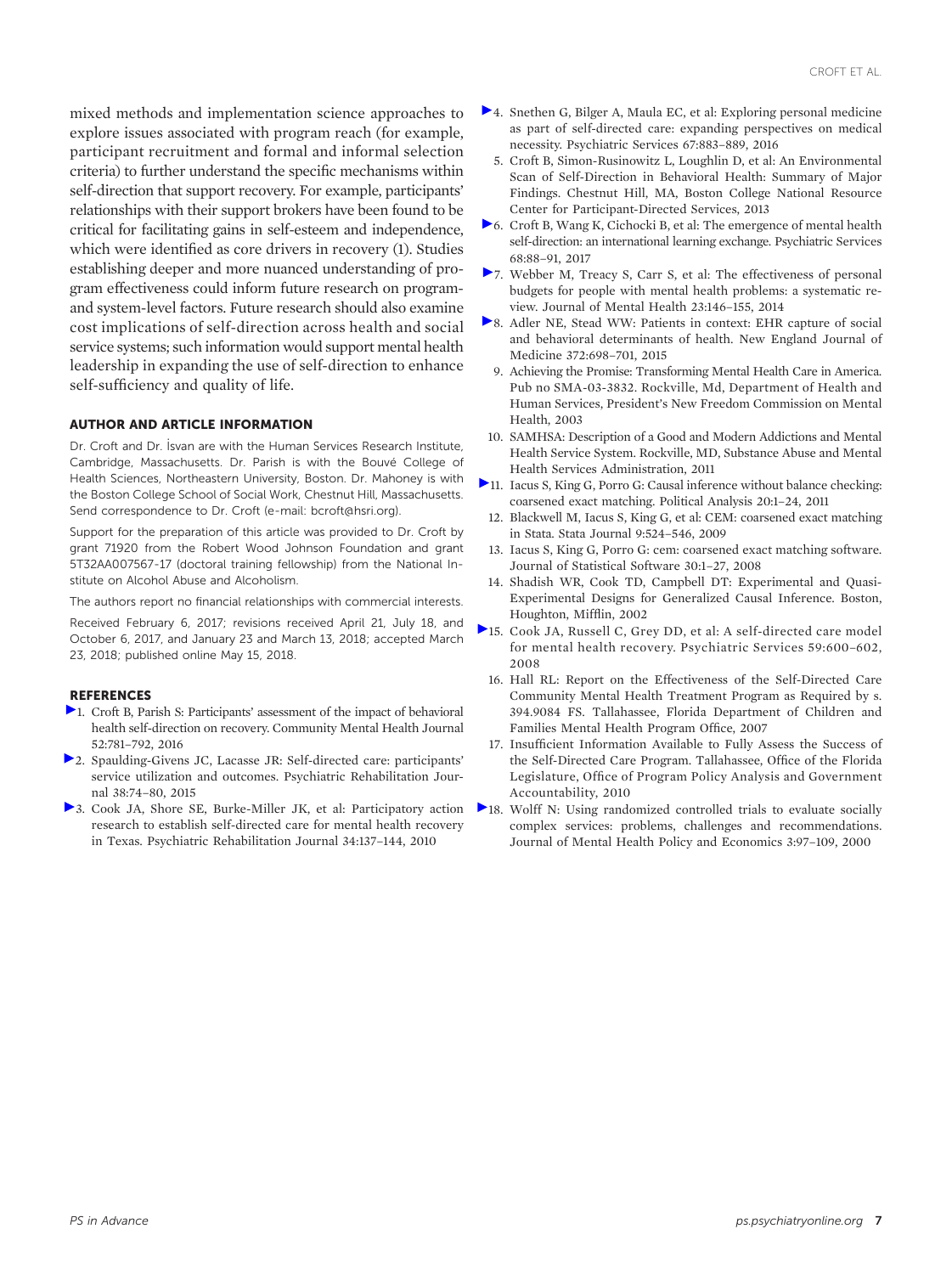mixed methods and implementation science approaches to explore issues associated with program reach (for example, participant recruitment and formal and informal selection criteria) to further understand the specific mechanisms within self-direction that support recovery. For example, participants' relationships with their support brokers have been found to be critical for facilitating gains in self-esteem and independence, which were identified as core drivers in recovery (1). Studies establishing deeper and more nuanced understanding of program effectiveness could inform future research on program- and system-level factors. Future research should also examine cost implications of self-direction across health and social service systems; such information would support mental health leadership in expanding the use of self-direction to enhance self-sufficiency and quality of life.

## AUTHOR AND ARTICLE INFORMATION

Dr. Croft and Dr. İsvan are with the Human Services Research Institute, Cambridge, Massachusetts. Dr. Parish is with the Bouvé College of Health Sciences, Northeastern University, Boston. Dr. Mahoney is with the Boston College School of Social Work, Chestnut Hill, Massachusetts. Send correspondence to Dr. Croft (e-mail: bcroft@hsri.org).

Support for the preparation of this article was provided to Dr. Croft by grant 71920 from the Robert Wood Johnson Foundation and grant 5T32AA007567-17 (doctoral training fellowship) from the National Institute on Alcohol Abuse and Alcoholism.

The authors report no financial relationships with commercial interests.

Received February 6, 2017; revisions received April 21, July 18, and October 6, 2017, and January 23 and March 13, 2018; accepted March 23, 2018; published online May 15, 2018.

## REFERENCES

1. Croft B, Parish S: Participants' assessment of the impact of behavioral health self-direction on recovery. Community Mental Health Journal 52:781–792, 2016
2. Spaulding-Givens JC, Lacasse JR: Self-directed care: participants' service utilization and outcomes. Psychiatric Rehabilitation Journal 38:74–80, 2015
3. Cook JA, Shore SE, Burke-Miller JK, et al: Participatory action research to establish self-directed care for mental health recovery in Texas. Psychiatric Rehabilitation Journal 34:137–144, 2010
4. Snethen G, Bilger A, Maula EC, et al: Exploring personal medicine as part of self-directed care: expanding perspectives on medical necessity. Psychiatric Services 67:883–889, 2016
5. Croft B, Simon-Rusinowitz L, Loughlin D, et al: An Environmental Scan of Self-Direction in Behavioral Health: Summary of Major Findings. Chestnut Hill, MA, Boston College National Resource Center for Participant-Directed Services, 2013
6. Croft B, Wang K, Cichocki B, et al: The emergence of mental health self-direction: an international learning exchange. Psychiatric Services 68:88–91, 2017
7. Webber M, Treacy S, Carr S, et al: The effectiveness of personal budgets for people with mental health problems: a systematic review. Journal of Mental Health 23:146–155, 2014
8. Adler NE, Stead WW: Patients in context: EHR capture of social and behavioral determinants of health. New England Journal of Medicine 372:698–701, 2015
9. Achieving the Promise: Transforming Mental Health Care in America. Pub no SMA-03-3832. Rockville, Md, Department of Health and Human Services, President's New Freedom Commission on Mental Health, 2003
10. SAMHSA: Description of a Good and Modern Addictions and Mental Health Service System. Rockville, MD, Substance Abuse and Mental Health Services Administration, 2011
11. Iacus S, King G, Porro G: Causal inference without balance checking: coarsened exact matching. Political Analysis 20:1–24, 2011
12. Blackwell M, Iacus S, King G, et al: CEM: coarsened exact matching in Stata. Stata Journal 9:524–546, 2009
13. Iacus S, King G, Porro G: cem: coarsened exact matching software. Journal of Statistical Software 30:1–27, 2008
14. Shadish WR, Cook TD, Campbell DT: Experimental and Quasi-Experimental Designs for Generalized Causal Inference. Boston, Houghton, Mifflin, 2002
15. Cook JA, Russell C, Grey DD, et al: A self-directed care model for mental health recovery. Psychiatric Services 59:600–602, 2008
16. Hall RL: Report on the Effectiveness of the Self-Directed Care Community Mental Health Treatment Program as Required by s. 394.9084 FS. Tallahassee, Florida Department of Children and Families Mental Health Program Office, 2007
17. Insufficient Information Available to Fully Assess the Success of the Self-Directed Care Program. Tallahassee, Office of the Florida Legislature, Office of Program Policy Analysis and Government Accountability, 2010
18. Wolff N: Using randomized controlled trials to evaluate socially complex services: problems, challenges and recommendations. Journal of Mental Health Policy and Economics 3:97–109, 2000